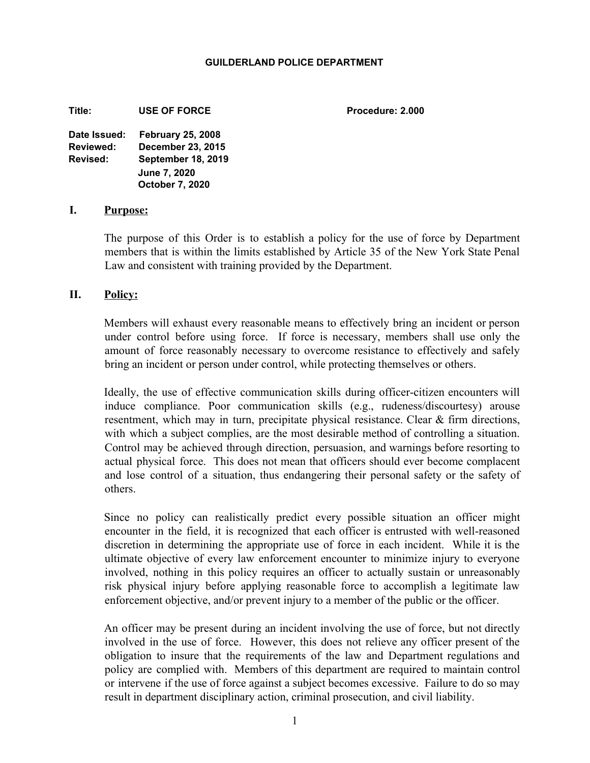**GUILDERLAND POLICE DEPARTMENT**

**Title:** **USE OF FORCE** **Procedure: 2.000**

**Date Issued:** **February 25, 2008**
**Reviewed:** **December 23, 2015**
**Revised:** **September 18, 2019**
**June 7, 2020**
**October 7, 2020**

## I. Purpose:

The purpose of this Order is to establish a policy for the use of force by Department members that is within the limits established by Article 35 of the New York State Penal Law and consistent with training provided by the Department.

## II. Policy:

Members will exhaust every reasonable means to effectively bring an incident or person under control before using force. If force is necessary, members shall use only the amount of force reasonably necessary to overcome resistance to effectively and safely bring an incident or person under control, while protecting themselves or others.

Ideally, the use of effective communication skills during officer-citizen encounters will induce compliance. Poor communication skills (e.g., rudeness/discourtesy) arouse resentment, which may in turn, precipitate physical resistance. Clear & firm directions, with which a subject complies, are the most desirable method of controlling a situation. Control may be achieved through direction, persuasion, and warnings before resorting to actual physical force. This does not mean that officers should ever become complacent and lose control of a situation, thus endangering their personal safety or the safety of others.

Since no policy can realistically predict every possible situation an officer might encounter in the field, it is recognized that each officer is entrusted with well-reasoned discretion in determining the appropriate use of force in each incident. While it is the ultimate objective of every law enforcement encounter to minimize injury to everyone involved, nothing in this policy requires an officer to actually sustain or unreasonably risk physical injury before applying reasonable force to accomplish a legitimate law enforcement objective, and/or prevent injury to a member of the public or the officer.

An officer may be present during an incident involving the use of force, but not directly involved in the use of force. However, this does not relieve any officer present of the obligation to insure that the requirements of the law and Department regulations and policy are complied with. Members of this department are required to maintain control or intervene if the use of force against a subject becomes excessive. Failure to do so may result in department disciplinary action, criminal prosecution, and civil liability.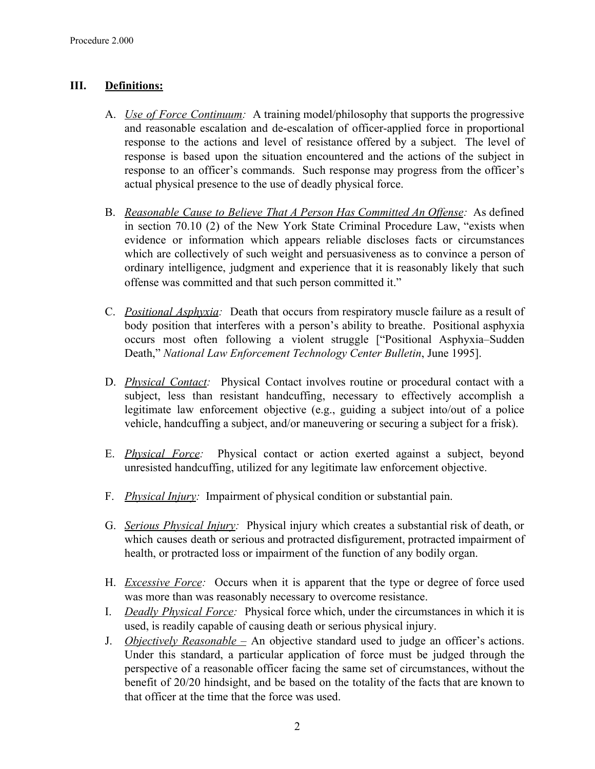## III. Definitions:

A. *Use of Force Continuum:* A training model/philosophy that supports the progressive and reasonable escalation and de-escalation of officer-applied force in proportional response to the actions and level of resistance offered by a subject. The level of response is based upon the situation encountered and the actions of the subject in response to an officer's commands. Such response may progress from the officer's actual physical presence to the use of deadly physical force.

B. *Reasonable Cause to Believe That A Person Has Committed An Offense:* As defined in section 70.10 (2) of the New York State Criminal Procedure Law, "exists when evidence or information which appears reliable discloses facts or circumstances which are collectively of such weight and persuasiveness as to convince a person of ordinary intelligence, judgment and experience that it is reasonably likely that such offense was committed and that such person committed it."

C. *Positional Asphyxia:* Death that occurs from respiratory muscle failure as a result of body position that interferes with a person's ability to breathe. Positional asphyxia occurs most often following a violent struggle ["Positional Asphyxia–Sudden Death," *National Law Enforcement Technology Center Bulletin*, June 1995].

D. *Physical Contact:* Physical Contact involves routine or procedural contact with a subject, less than resistant handcuffing, necessary to effectively accomplish a legitimate law enforcement objective (e.g., guiding a subject into/out of a police vehicle, handcuffing a subject, and/or maneuvering or securing a subject for a frisk).

E. *Physical Force:* Physical contact or action exerted against a subject, beyond unresisted handcuffing, utilized for any legitimate law enforcement objective.

F. *Physical Injury:* Impairment of physical condition or substantial pain.

G. *Serious Physical Injury:* Physical injury which creates a substantial risk of death, or which causes death or serious and protracted disfigurement, protracted impairment of health, or protracted loss or impairment of the function of any bodily organ.

H. *Excessive Force:* Occurs when it is apparent that the type or degree of force used was more than was reasonably necessary to overcome resistance.

I. *Deadly Physical Force:* Physical force which, under the circumstances in which it is used, is readily capable of causing death or serious physical injury.

J. *Objectively Reasonable –* An objective standard used to judge an officer's actions. Under this standard, a particular application of force must be judged through the perspective of a reasonable officer facing the same set of circumstances, without the benefit of 20/20 hindsight, and be based on the totality of the facts that are known to that officer at the time that the force was used.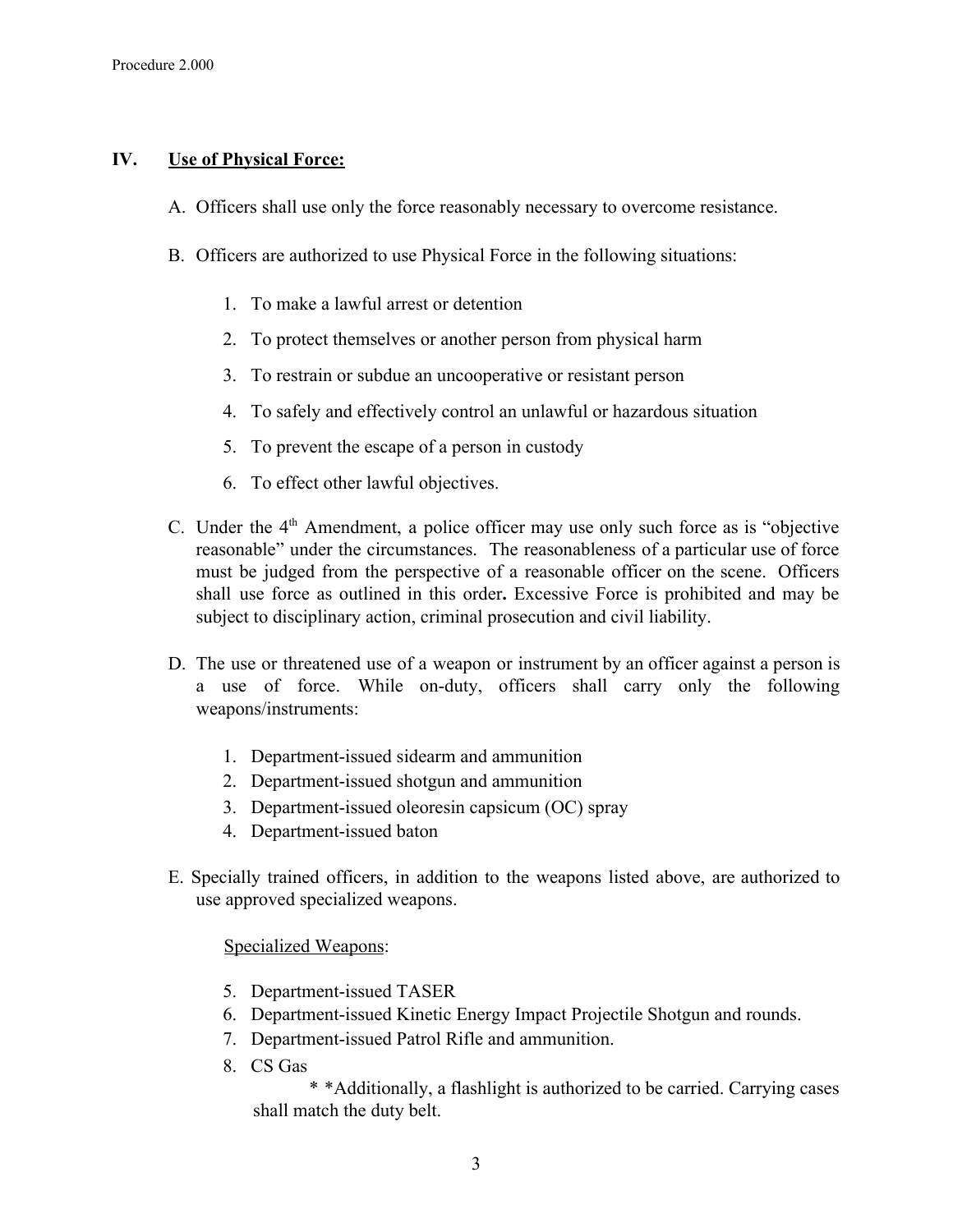## IV. Use of Physical Force:

A. Officers shall use only the force reasonably necessary to overcome resistance.

B. Officers are authorized to use Physical Force in the following situations:

1. To make a lawful arrest or detention
2. To protect themselves or another person from physical harm
3. To restrain or subdue an uncooperative or resistant person
4. To safely and effectively control an unlawful or hazardous situation
5. To prevent the escape of a person in custody
6. To effect other lawful objectives.

C. Under the 4th Amendment, a police officer may use only such force as is "objective reasonable" under the circumstances. The reasonableness of a particular use of force must be judged from the perspective of a reasonable officer on the scene. Officers shall use force as outlined in this order**.** Excessive Force is prohibited and may be subject to disciplinary action, criminal prosecution and civil liability.

D. The use or threatened use of a weapon or instrument by an officer against a person is a use of force. While on-duty, officers shall carry only the following weapons/instruments:

1. Department-issued sidearm and ammunition
2. Department-issued shotgun and ammunition
3. Department-issued oleoresin capsicum (OC) spray
4. Department-issued baton

E. Specially trained officers, in addition to the weapons listed above, are authorized to use approved specialized weapons.

<u>Specialized Weapons</u>:

5. Department-issued TASER
6. Department-issued Kinetic Energy Impact Projectile Shotgun and rounds.
7. Department-issued Patrol Rifle and ammunition.
8. CS Gas

* *Additionally, a flashlight is authorized to be carried. Carrying cases shall match the duty belt.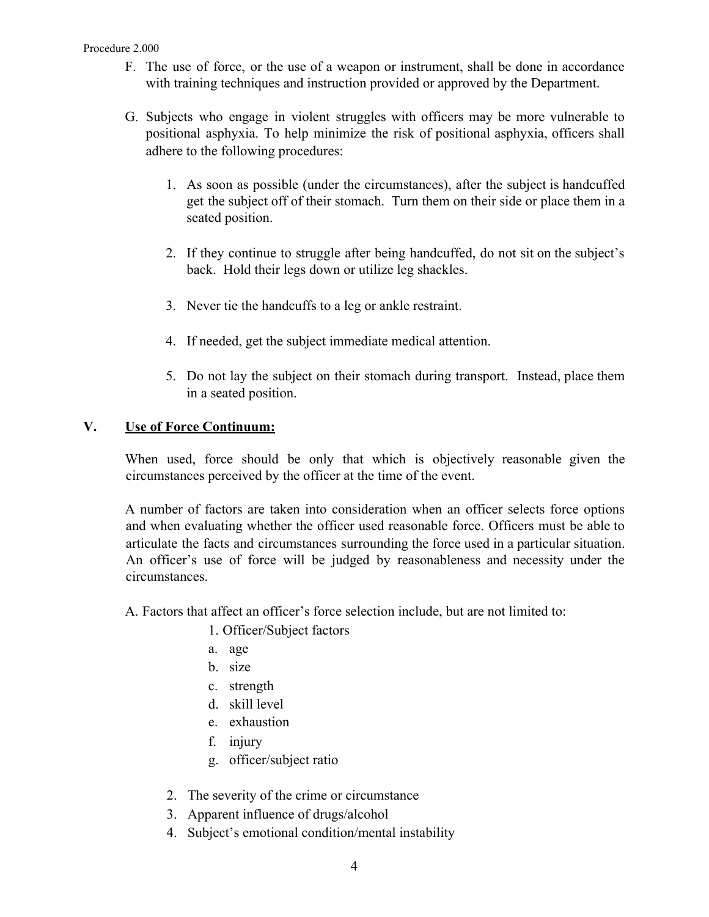F. The use of force, or the use of a weapon or instrument, shall be done in accordance with training techniques and instruction provided or approved by the Department.

G. Subjects who engage in violent struggles with officers may be more vulnerable to positional asphyxia. To help minimize the risk of positional asphyxia, officers shall adhere to the following procedures:

   1. As soon as possible (under the circumstances), after the subject is handcuffed get the subject off of their stomach. Turn them on their side or place them in a seated position.

   2. If they continue to struggle after being handcuffed, do not sit on the subject's back. Hold their legs down or utilize leg shackles.

   3. Never tie the handcuffs to a leg or ankle restraint.

   4. If needed, get the subject immediate medical attention.

   5. Do not lay the subject on their stomach during transport. Instead, place them in a seated position.

## V. <u>Use of Force Continuum:</u>

When used, force should be only that which is objectively reasonable given the circumstances perceived by the officer at the time of the event.

A number of factors are taken into consideration when an officer selects force options and when evaluating whether the officer used reasonable force. Officers must be able to articulate the facts and circumstances surrounding the force used in a particular situation. An officer's use of force will be judged by reasonableness and necessity under the circumstances.

A. Factors that affect an officer's force selection include, but are not limited to:

   1. Officer/Subject factors
      - a. age
      - b. size
      - c. strength
      - d. skill level
      - e. exhaustion
      - f. injury
      - g. officer/subject ratio

   2. The severity of the crime or circumstance
   3. Apparent influence of drugs/alcohol
   4. Subject's emotional condition/mental instability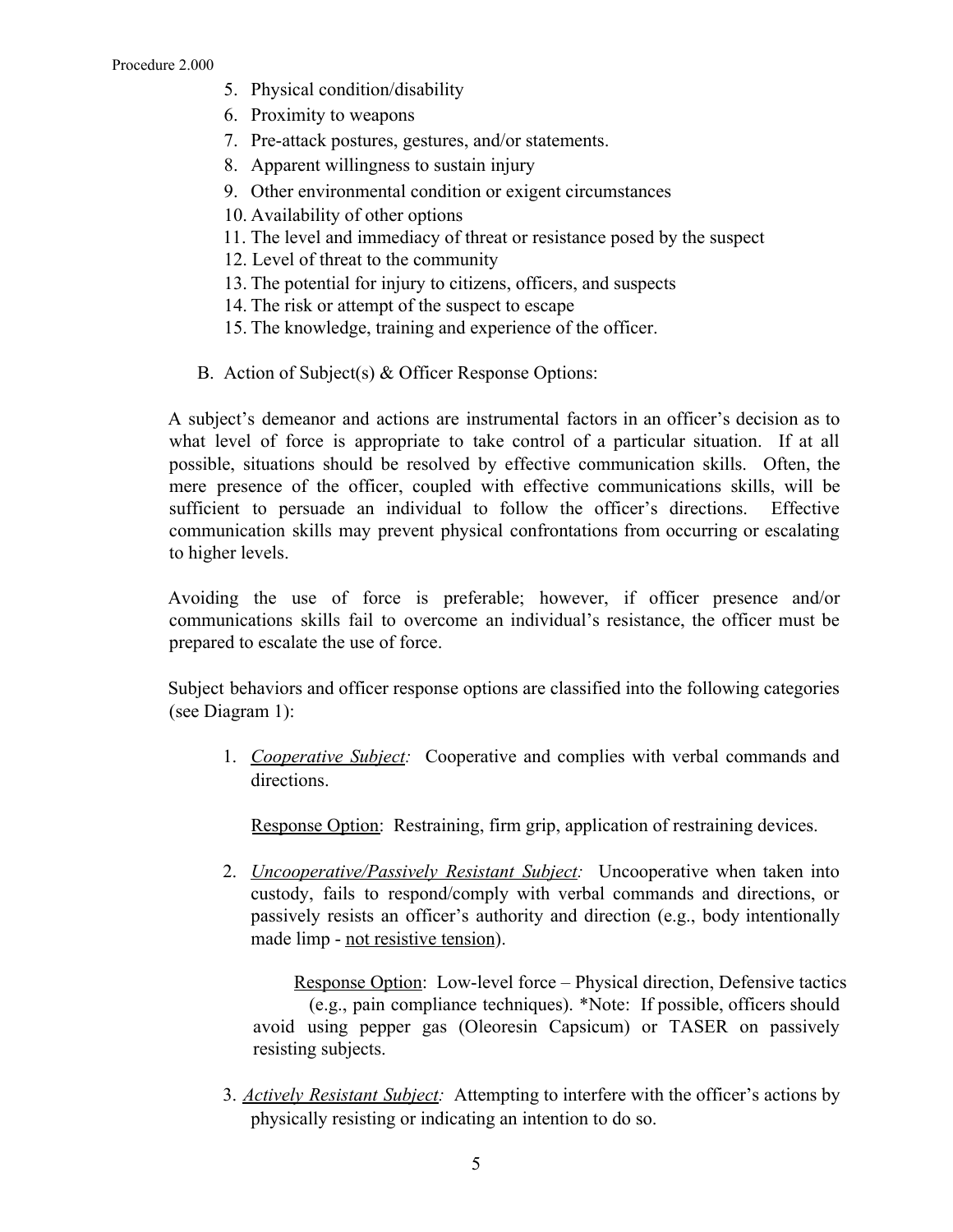5. Physical condition/disability
6. Proximity to weapons
7. Pre-attack postures, gestures, and/or statements.
8. Apparent willingness to sustain injury
9. Other environmental condition or exigent circumstances
10. Availability of other options
11. The level and immediacy of threat or resistance posed by the suspect
12. Level of threat to the community
13. The potential for injury to citizens, officers, and suspects
14. The risk or attempt of the suspect to escape
15. The knowledge, training and experience of the officer.

B. Action of Subject(s) & Officer Response Options:

A subject's demeanor and actions are instrumental factors in an officer's decision as to what level of force is appropriate to take control of a particular situation. If at all possible, situations should be resolved by effective communication skills. Often, the mere presence of the officer, coupled with effective communications skills, will be sufficient to persuade an individual to follow the officer's directions. Effective communication skills may prevent physical confrontations from occurring or escalating to higher levels.

Avoiding the use of force is preferable; however, if officer presence and/or communications skills fail to overcome an individual's resistance, the officer must be prepared to escalate the use of force.

Subject behaviors and officer response options are classified into the following categories (see Diagram 1):

1. *Cooperative Subject:* Cooperative and complies with verbal commands and directions.

   Response Option: Restraining, firm grip, application of restraining devices.

2. *Uncooperative/Passively Resistant Subject:* Uncooperative when taken into custody, fails to respond/comply with verbal commands and directions, or passively resists an officer's authority and direction (e.g., body intentionally made limp - not resistive tension).

   Response Option: Low-level force – Physical direction, Defensive tactics (e.g., pain compliance techniques). *Note: If possible, officers should avoid using pepper gas (Oleoresin Capsicum) or TASER on passively resisting subjects.

3. *Actively Resistant Subject:* Attempting to interfere with the officer's actions by physically resisting or indicating an intention to do so.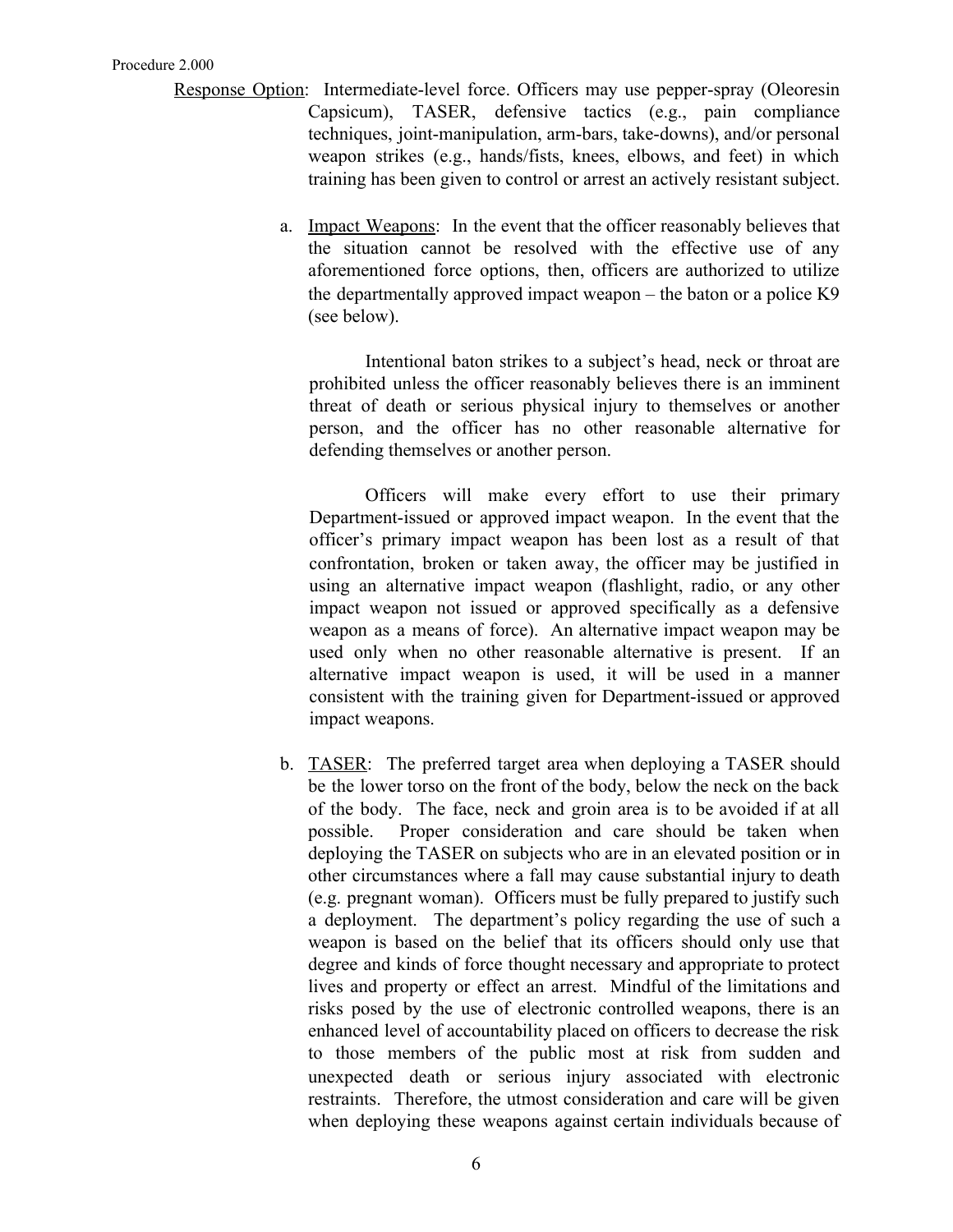<u>Response Option</u>: Intermediate-level force. Officers may use pepper-spray (Oleoresin Capsicum), TASER, defensive tactics (e.g., pain compliance techniques, joint-manipulation, arm-bars, take-downs), and/or personal weapon strikes (e.g., hands/fists, knees, elbows, and feet) in which training has been given to control or arrest an actively resistant subject.

a. <u>Impact Weapons</u>: In the event that the officer reasonably believes that the situation cannot be resolved with the effective use of any aforementioned force options, then, officers are authorized to utilize the departmentally approved impact weapon – the baton or a police K9 (see below).

   Intentional baton strikes to a subject's head, neck or throat are prohibited unless the officer reasonably believes there is an imminent threat of death or serious physical injury to themselves or another person, and the officer has no other reasonable alternative for defending themselves or another person.

   Officers will make every effort to use their primary Department-issued or approved impact weapon. In the event that the officer's primary impact weapon has been lost as a result of that confrontation, broken or taken away, the officer may be justified in using an alternative impact weapon (flashlight, radio, or any other impact weapon not issued or approved specifically as a defensive weapon as a means of force). An alternative impact weapon may be used only when no other reasonable alternative is present. If an alternative impact weapon is used, it will be used in a manner consistent with the training given for Department-issued or approved impact weapons.

b. <u>TASER</u>: The preferred target area when deploying a TASER should be the lower torso on the front of the body, below the neck on the back of the body. The face, neck and groin area is to be avoided if at all possible. Proper consideration and care should be taken when deploying the TASER on subjects who are in an elevated position or in other circumstances where a fall may cause substantial injury to death (e.g. pregnant woman). Officers must be fully prepared to justify such a deployment. The department's policy regarding the use of such a weapon is based on the belief that its officers should only use that degree and kinds of force thought necessary and appropriate to protect lives and property or effect an arrest. Mindful of the limitations and risks posed by the use of electronic controlled weapons, there is an enhanced level of accountability placed on officers to decrease the risk to those members of the public most at risk from sudden and unexpected death or serious injury associated with electronic restraints. Therefore, the utmost consideration and care will be given when deploying these weapons against certain individuals because of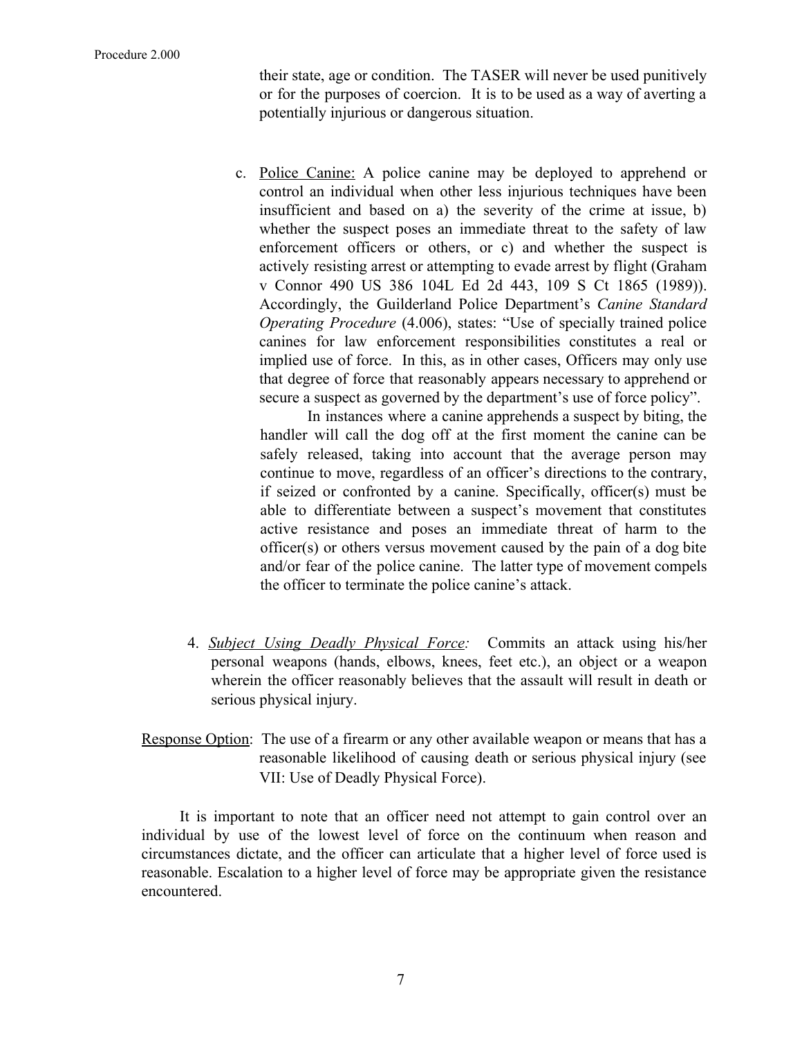their state, age or condition. The TASER will never be used punitively or for the purposes of coercion. It is to be used as a way of averting a potentially injurious or dangerous situation.

c. Police Canine: A police canine may be deployed to apprehend or control an individual when other less injurious techniques have been insufficient and based on a) the severity of the crime at issue, b) whether the suspect poses an immediate threat to the safety of law enforcement officers or others, or c) and whether the suspect is actively resisting arrest or attempting to evade arrest by flight (Graham v Connor 490 US 386 104L Ed 2d 443, 109 S Ct 1865 (1989)). Accordingly, the Guilderland Police Department's *Canine Standard Operating Procedure* (4.006), states: "Use of specially trained police canines for law enforcement responsibilities constitutes a real or implied use of force. In this, as in other cases, Officers may only use that degree of force that reasonably appears necessary to apprehend or secure a suspect as governed by the department's use of force policy".

In instances where a canine apprehends a suspect by biting, the handler will call the dog off at the first moment the canine can be safely released, taking into account that the average person may continue to move, regardless of an officer's directions to the contrary, if seized or confronted by a canine. Specifically, officer(s) must be able to differentiate between a suspect's movement that constitutes active resistance and poses an immediate threat of harm to the officer(s) or others versus movement caused by the pain of a dog bite and/or fear of the police canine. The latter type of movement compels the officer to terminate the police canine's attack.

4. *Subject Using Deadly Physical Force:* Commits an attack using his/her personal weapons (hands, elbows, knees, feet etc.), an object or a weapon wherein the officer reasonably believes that the assault will result in death or serious physical injury.

Response Option: The use of a firearm or any other available weapon or means that has a reasonable likelihood of causing death or serious physical injury (see VII: Use of Deadly Physical Force).

It is important to note that an officer need not attempt to gain control over an individual by use of the lowest level of force on the continuum when reason and circumstances dictate, and the officer can articulate that a higher level of force used is reasonable. Escalation to a higher level of force may be appropriate given the resistance encountered.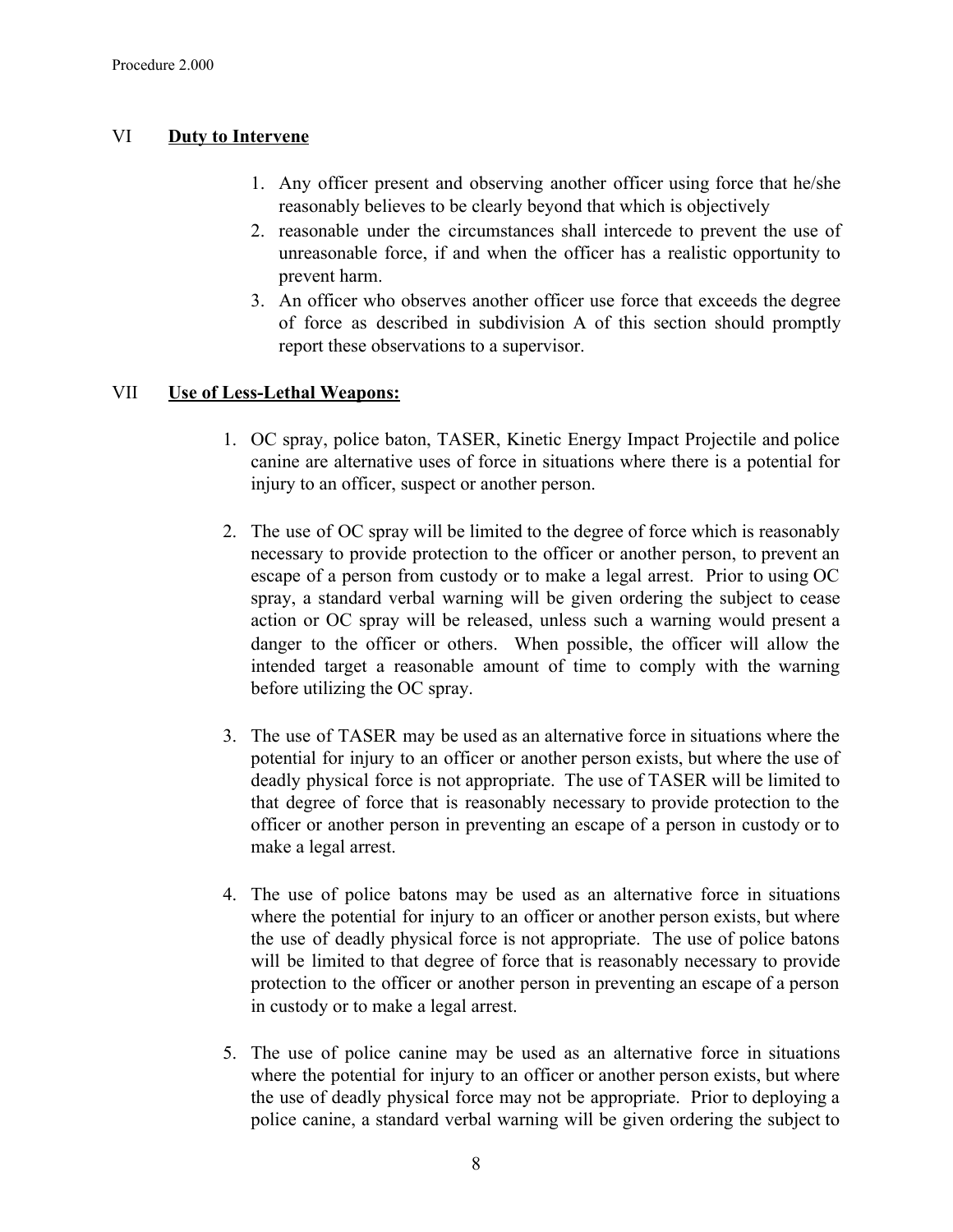## VI **Duty to Intervene**

1. Any officer present and observing another officer using force that he/she reasonably believes to be clearly beyond that which is objectively
2. reasonable under the circumstances shall intercede to prevent the use of unreasonable force, if and when the officer has a realistic opportunity to prevent harm.
3. An officer who observes another officer use force that exceeds the degree of force as described in subdivision A of this section should promptly report these observations to a supervisor.

## VII **Use of Less-Lethal Weapons:**

1. OC spray, police baton, TASER, Kinetic Energy Impact Projectile and police canine are alternative uses of force in situations where there is a potential for injury to an officer, suspect or another person.

2. The use of OC spray will be limited to the degree of force which is reasonably necessary to provide protection to the officer or another person, to prevent an escape of a person from custody or to make a legal arrest. Prior to using OC spray, a standard verbal warning will be given ordering the subject to cease action or OC spray will be released, unless such a warning would present a danger to the officer or others. When possible, the officer will allow the intended target a reasonable amount of time to comply with the warning before utilizing the OC spray.

3. The use of TASER may be used as an alternative force in situations where the potential for injury to an officer or another person exists, but where the use of deadly physical force is not appropriate. The use of TASER will be limited to that degree of force that is reasonably necessary to provide protection to the officer or another person in preventing an escape of a person in custody or to make a legal arrest.

4. The use of police batons may be used as an alternative force in situations where the potential for injury to an officer or another person exists, but where the use of deadly physical force is not appropriate. The use of police batons will be limited to that degree of force that is reasonably necessary to provide protection to the officer or another person in preventing an escape of a person in custody or to make a legal arrest.

5. The use of police canine may be used as an alternative force in situations where the potential for injury to an officer or another person exists, but where the use of deadly physical force may not be appropriate. Prior to deploying a police canine, a standard verbal warning will be given ordering the subject to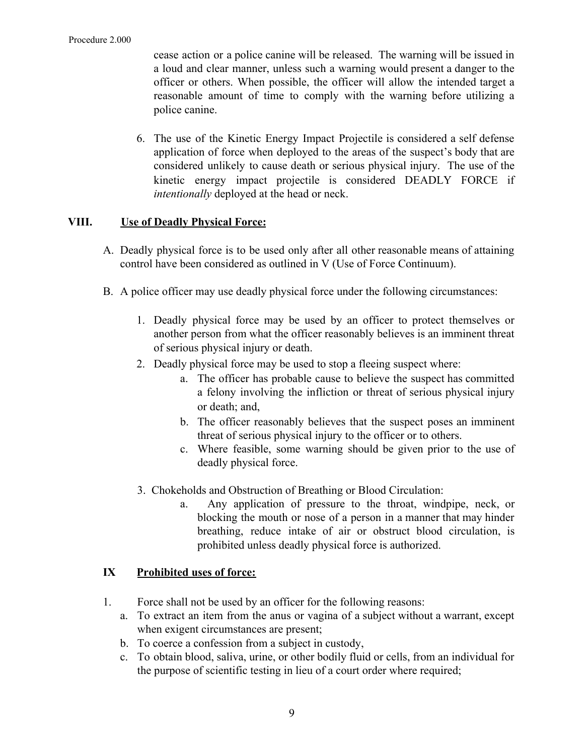cease action or a police canine will be released. The warning will be issued in a loud and clear manner, unless such a warning would present a danger to the officer or others. When possible, the officer will allow the intended target a reasonable amount of time to comply with the warning before utilizing a police canine.

6. The use of the Kinetic Energy Impact Projectile is considered a self defense application of force when deployed to the areas of the suspect's body that are considered unlikely to cause death or serious physical injury. The use of the kinetic energy impact projectile is considered DEADLY FORCE if *intentionally* deployed at the head or neck.

## VIII. <u>Use of Deadly Physical Force:</u>

A. Deadly physical force is to be used only after all other reasonable means of attaining control have been considered as outlined in V (Use of Force Continuum).

B. A police officer may use deadly physical force under the following circumstances:

   1. Deadly physical force may be used by an officer to protect themselves or another person from what the officer reasonably believes is an imminent threat of serious physical injury or death.
   2. Deadly physical force may be used to stop a fleeing suspect where:
      a. The officer has probable cause to believe the suspect has committed a felony involving the infliction or threat of serious physical injury or death; and,
      b. The officer reasonably believes that the suspect poses an imminent threat of serious physical injury to the officer or to others.
      c. Where feasible, some warning should be given prior to the use of deadly physical force.
   3. Chokeholds and Obstruction of Breathing or Blood Circulation:
      a. Any application of pressure to the throat, windpipe, neck, or blocking the mouth or nose of a person in a manner that may hinder breathing, reduce intake of air or obstruct blood circulation, is prohibited unless deadly physical force is authorized.

## IX <u>Prohibited uses of force:</u>

1. Force shall not be used by an officer for the following reasons:
   a. To extract an item from the anus or vagina of a subject without a warrant, except when exigent circumstances are present;
   b. To coerce a confession from a subject in custody,
   c. To obtain blood, saliva, urine, or other bodily fluid or cells, from an individual for the purpose of scientific testing in lieu of a court order where required;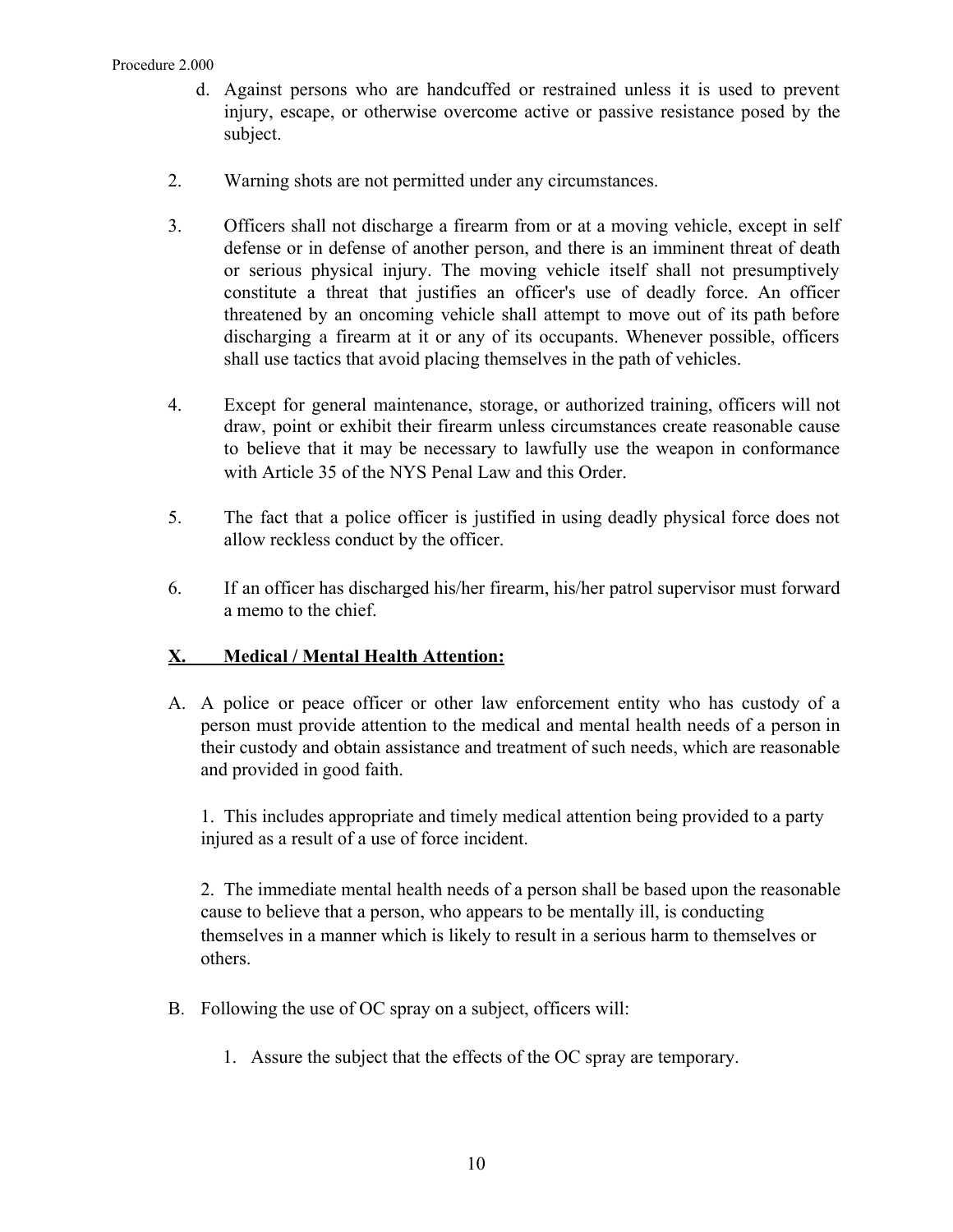d. Against persons who are handcuffed or restrained unless it is used to prevent injury, escape, or otherwise overcome active or passive resistance posed by the subject.

2. Warning shots are not permitted under any circumstances.

3. Officers shall not discharge a firearm from or at a moving vehicle, except in self defense or in defense of another person, and there is an imminent threat of death or serious physical injury. The moving vehicle itself shall not presumptively constitute a threat that justifies an officer's use of deadly force. An officer threatened by an oncoming vehicle shall attempt to move out of its path before discharging a firearm at it or any of its occupants. Whenever possible, officers shall use tactics that avoid placing themselves in the path of vehicles.

4. Except for general maintenance, storage, or authorized training, officers will not draw, point or exhibit their firearm unless circumstances create reasonable cause to believe that it may be necessary to lawfully use the weapon in conformance with Article 35 of the NYS Penal Law and this Order.

5. The fact that a police officer is justified in using deadly physical force does not allow reckless conduct by the officer.

6. If an officer has discharged his/her firearm, his/her patrol supervisor must forward a memo to the chief.

## X. Medical / Mental Health Attention:

A. A police or peace officer or other law enforcement entity who has custody of a person must provide attention to the medical and mental health needs of a person in their custody and obtain assistance and treatment of such needs, which are reasonable and provided in good faith.

   1. This includes appropriate and timely medical attention being provided to a party injured as a result of a use of force incident.

   2. The immediate mental health needs of a person shall be based upon the reasonable cause to believe that a person, who appears to be mentally ill, is conducting themselves in a manner which is likely to result in a serious harm to themselves or others.

B. Following the use of OC spray on a subject, officers will:

   1. Assure the subject that the effects of the OC spray are temporary.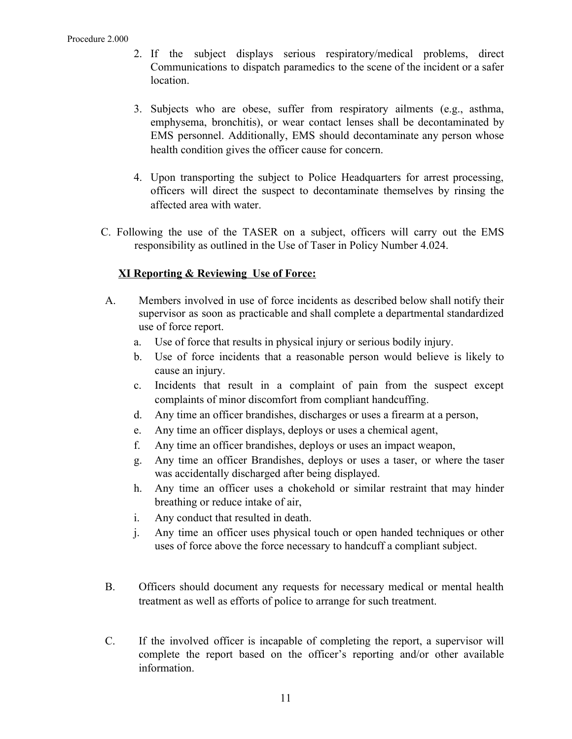2. If the subject displays serious respiratory/medical problems, direct Communications to dispatch paramedics to the scene of the incident or a safer location.

3. Subjects who are obese, suffer from respiratory ailments (e.g., asthma, emphysema, bronchitis), or wear contact lenses shall be decontaminated by EMS personnel. Additionally, EMS should decontaminate any person whose health condition gives the officer cause for concern.

4. Upon transporting the subject to Police Headquarters for arrest processing, officers will direct the suspect to decontaminate themselves by rinsing the affected area with water.

C. Following the use of the TASER on a subject, officers will carry out the EMS responsibility as outlined in the Use of Taser in Policy Number 4.024.

## XI Reporting & Reviewing Use of Force:

A. Members involved in use of force incidents as described below shall notify their supervisor as soon as practicable and shall complete a departmental standardized use of force report.

   a. Use of force that results in physical injury or serious bodily injury.
   b. Use of force incidents that a reasonable person would believe is likely to cause an injury.
   c. Incidents that result in a complaint of pain from the suspect except complaints of minor discomfort from compliant handcuffing.
   d. Any time an officer brandishes, discharges or uses a firearm at a person,
   e. Any time an officer displays, deploys or uses a chemical agent,
   f. Any time an officer brandishes, deploys or uses an impact weapon,
   g. Any time an officer Brandishes, deploys or uses a taser, or where the taser was accidentally discharged after being displayed.
   h. Any time an officer uses a chokehold or similar restraint that may hinder breathing or reduce intake of air,
   i. Any conduct that resulted in death.
   j. Any time an officer uses physical touch or open handed techniques or other uses of force above the force necessary to handcuff a compliant subject.

B. Officers should document any requests for necessary medical or mental health treatment as well as efforts of police to arrange for such treatment.

C. If the involved officer is incapable of completing the report, a supervisor will complete the report based on the officer's reporting and/or other available information.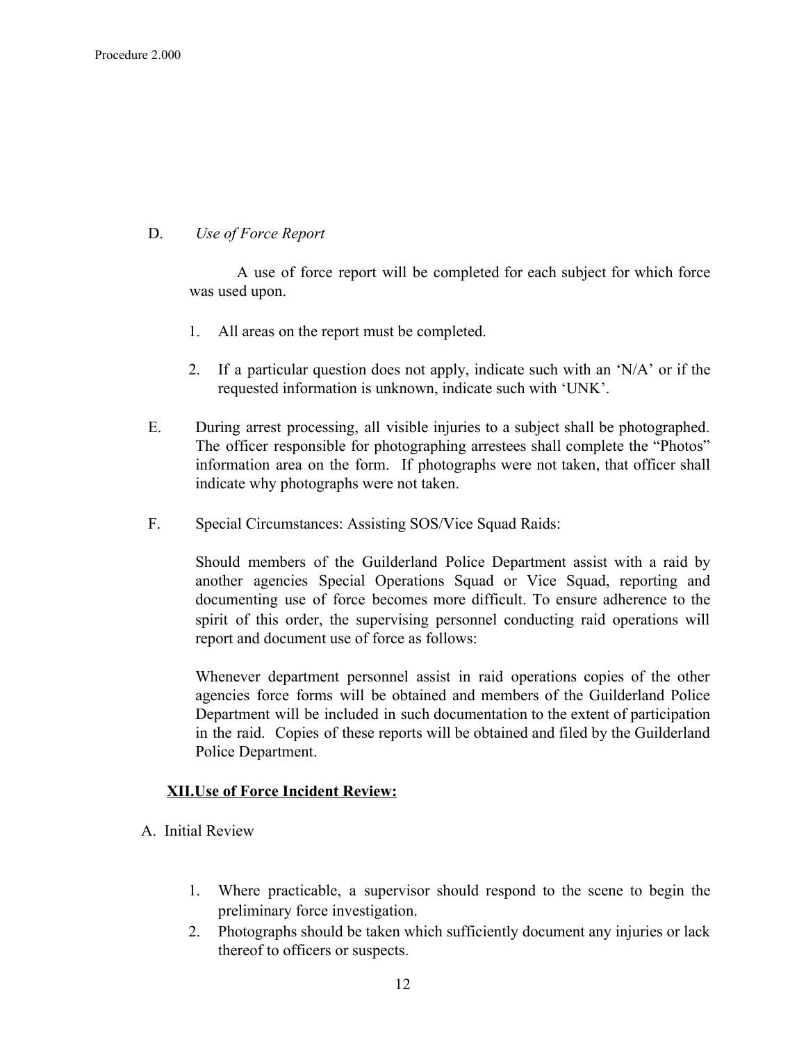D. *Use of Force Report*

A use of force report will be completed for each subject for which force was used upon.

1. All areas on the report must be completed.
2. If a particular question does not apply, indicate such with an 'N/A' or if the requested information is unknown, indicate such with 'UNK'.

E. During arrest processing, all visible injuries to a subject shall be photographed. The officer responsible for photographing arrestees shall complete the "Photos" information area on the form. If photographs were not taken, that officer shall indicate why photographs were not taken.

F. Special Circumstances: Assisting SOS/Vice Squad Raids:

Should members of the Guilderland Police Department assist with a raid by another agencies Special Operations Squad or Vice Squad, reporting and documenting use of force becomes more difficult. To ensure adherence to the spirit of this order, the supervising personnel conducting raid operations will report and document use of force as follows:

Whenever department personnel assist in raid operations copies of the other agencies force forms will be obtained and members of the Guilderland Police Department will be included in such documentation to the extent of participation in the raid. Copies of these reports will be obtained and filed by the Guilderland Police Department.

## XII. Use of Force Incident Review:

A. Initial Review

1. Where practicable, a supervisor should respond to the scene to begin the preliminary force investigation.
2. Photographs should be taken which sufficiently document any injuries or lack thereof to officers or suspects.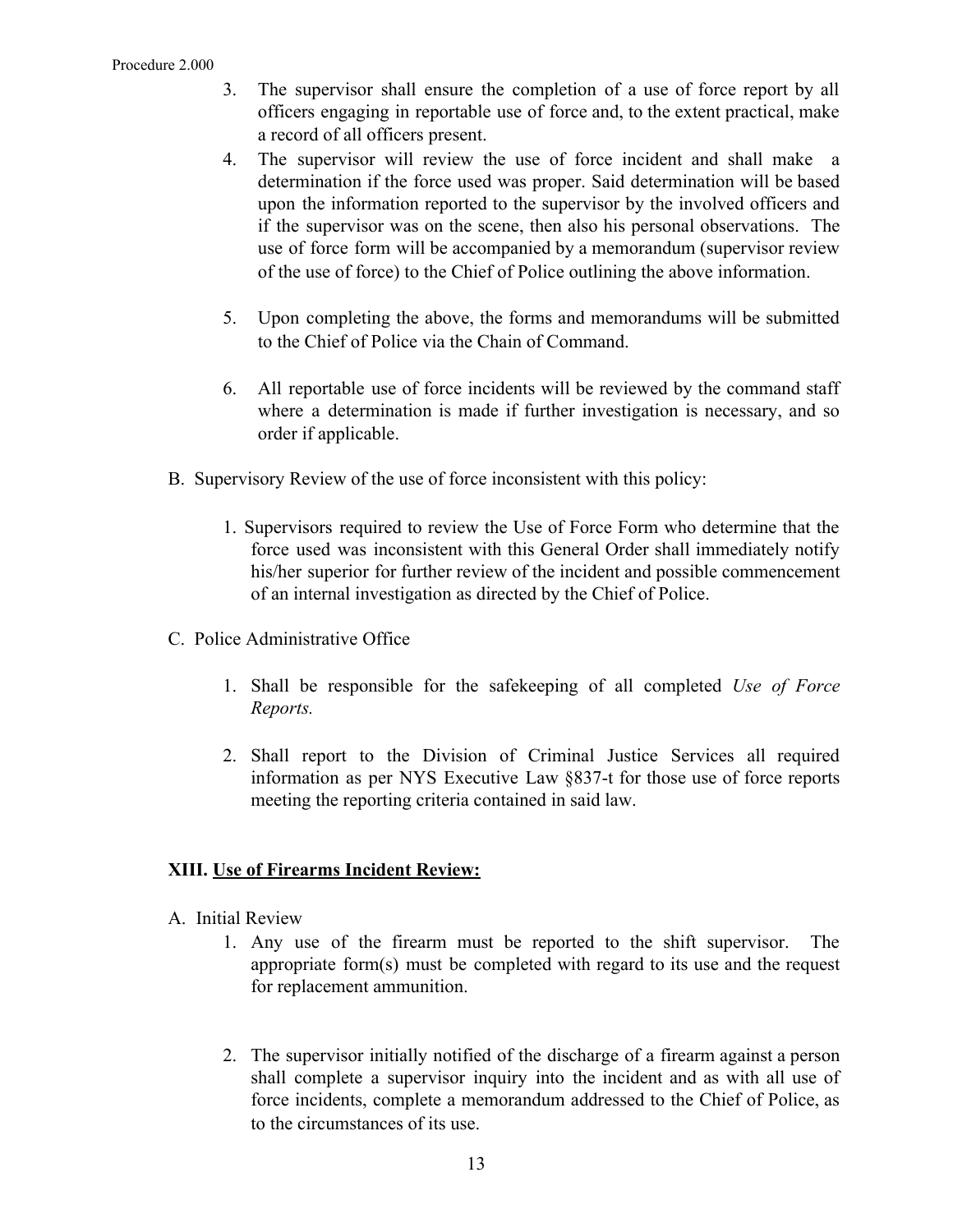3. The supervisor shall ensure the completion of a use of force report by all officers engaging in reportable use of force and, to the extent practical, make a record of all officers present.
4. The supervisor will review the use of force incident and shall make a determination if the force used was proper. Said determination will be based upon the information reported to the supervisor by the involved officers and if the supervisor was on the scene, then also his personal observations. The use of force form will be accompanied by a memorandum (supervisor review of the use of force) to the Chief of Police outlining the above information.
5. Upon completing the above, the forms and memorandums will be submitted to the Chief of Police via the Chain of Command.
6. All reportable use of force incidents will be reviewed by the command staff where a determination is made if further investigation is necessary, and so order if applicable.

B. Supervisory Review of the use of force inconsistent with this policy:

1. Supervisors required to review the Use of Force Form who determine that the force used was inconsistent with this General Order shall immediately notify his/her superior for further review of the incident and possible commencement of an internal investigation as directed by the Chief of Police.

C. Police Administrative Office

1. Shall be responsible for the safekeeping of all completed *Use of Force Reports.*
2. Shall report to the Division of Criminal Justice Services all required information as per NYS Executive Law §837-t for those use of force reports meeting the reporting criteria contained in said law.

## XIII. Use of Firearms Incident Review:

A. Initial Review

1. Any use of the firearm must be reported to the shift supervisor. The appropriate form(s) must be completed with regard to its use and the request for replacement ammunition.
2. The supervisor initially notified of the discharge of a firearm against a person shall complete a supervisor inquiry into the incident and as with all use of force incidents, complete a memorandum addressed to the Chief of Police, as to the circumstances of its use.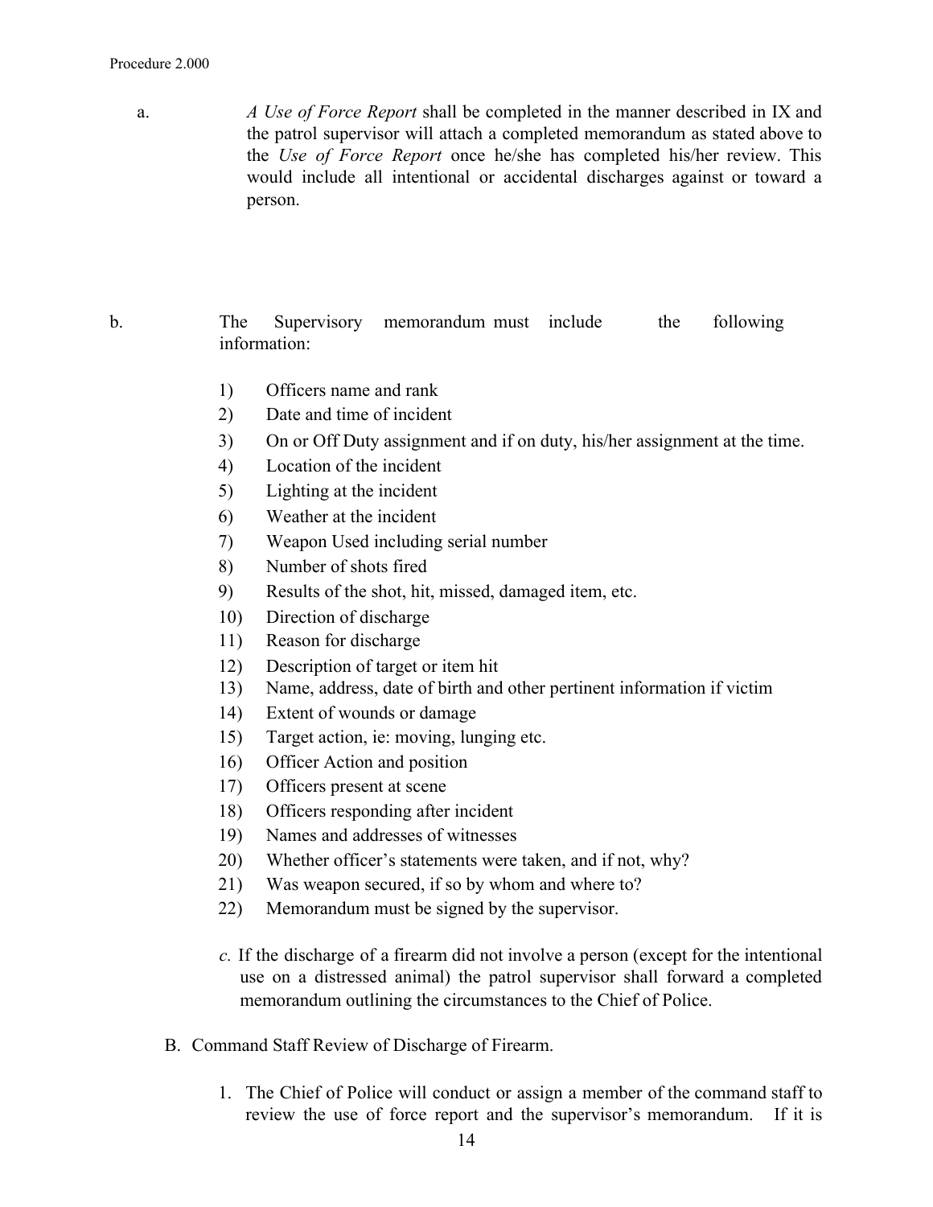a. *A Use of Force Report* shall be completed in the manner described in IX and the patrol supervisor will attach a completed memorandum as stated above to the *Use of Force Report* once he/she has completed his/her review. This would include all intentional or accidental discharges against or toward a person.

b. The Supervisory memorandum must include the following information:

1) Officers name and rank
2) Date and time of incident
3) On or Off Duty assignment and if on duty, his/her assignment at the time.
4) Location of the incident
5) Lighting at the incident
6) Weather at the incident
7) Weapon Used including serial number
8) Number of shots fired
9) Results of the shot, hit, missed, damaged item, etc.
10) Direction of discharge
11) Reason for discharge
12) Description of target or item hit
13) Name, address, date of birth and other pertinent information if victim
14) Extent of wounds or damage
15) Target action, ie: moving, lunging etc.
16) Officer Action and position
17) Officers present at scene
18) Officers responding after incident
19) Names and addresses of witnesses
20) Whether officer's statements were taken, and if not, why?
21) Was weapon secured, if so by whom and where to?
22) Memorandum must be signed by the supervisor.

*c.* If the discharge of a firearm did not involve a person (except for the intentional use on a distressed animal) the patrol supervisor shall forward a completed memorandum outlining the circumstances to the Chief of Police.

B. Command Staff Review of Discharge of Firearm.

1. The Chief of Police will conduct or assign a member of the command staff to review the use of force report and the supervisor's memorandum. If it is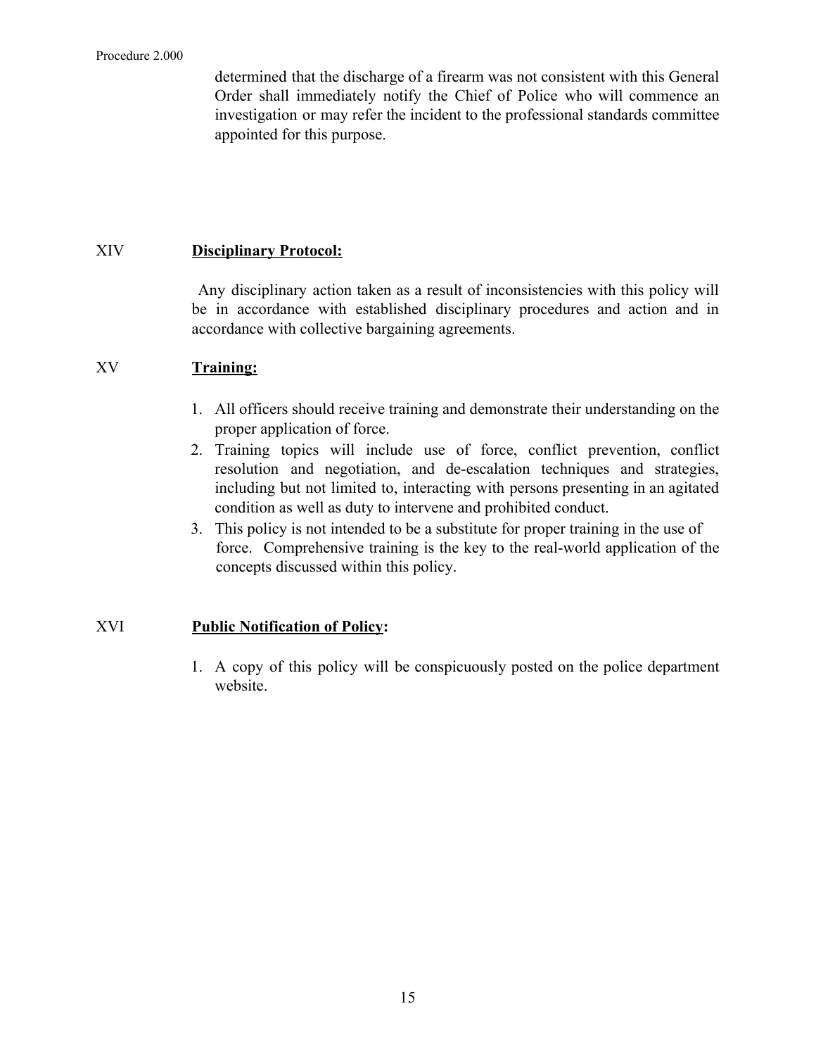determined that the discharge of a firearm was not consistent with this General Order shall immediately notify the Chief of Police who will commence an investigation or may refer the incident to the professional standards committee appointed for this purpose.

## XIV **Disciplinary Protocol:**

Any disciplinary action taken as a result of inconsistencies with this policy will be in accordance with established disciplinary procedures and action and in accordance with collective bargaining agreements.

## XV **Training:**

1. All officers should receive training and demonstrate their understanding on the proper application of force.
2. Training topics will include use of force, conflict prevention, conflict resolution and negotiation, and de-escalation techniques and strategies, including but not limited to, interacting with persons presenting in an agitated condition as well as duty to intervene and prohibited conduct.
3. This policy is not intended to be a substitute for proper training in the use of force. Comprehensive training is the key to the real-world application of the concepts discussed within this policy.

## XVI **Public Notification of Policy:**

1. A copy of this policy will be conspicuously posted on the police department website.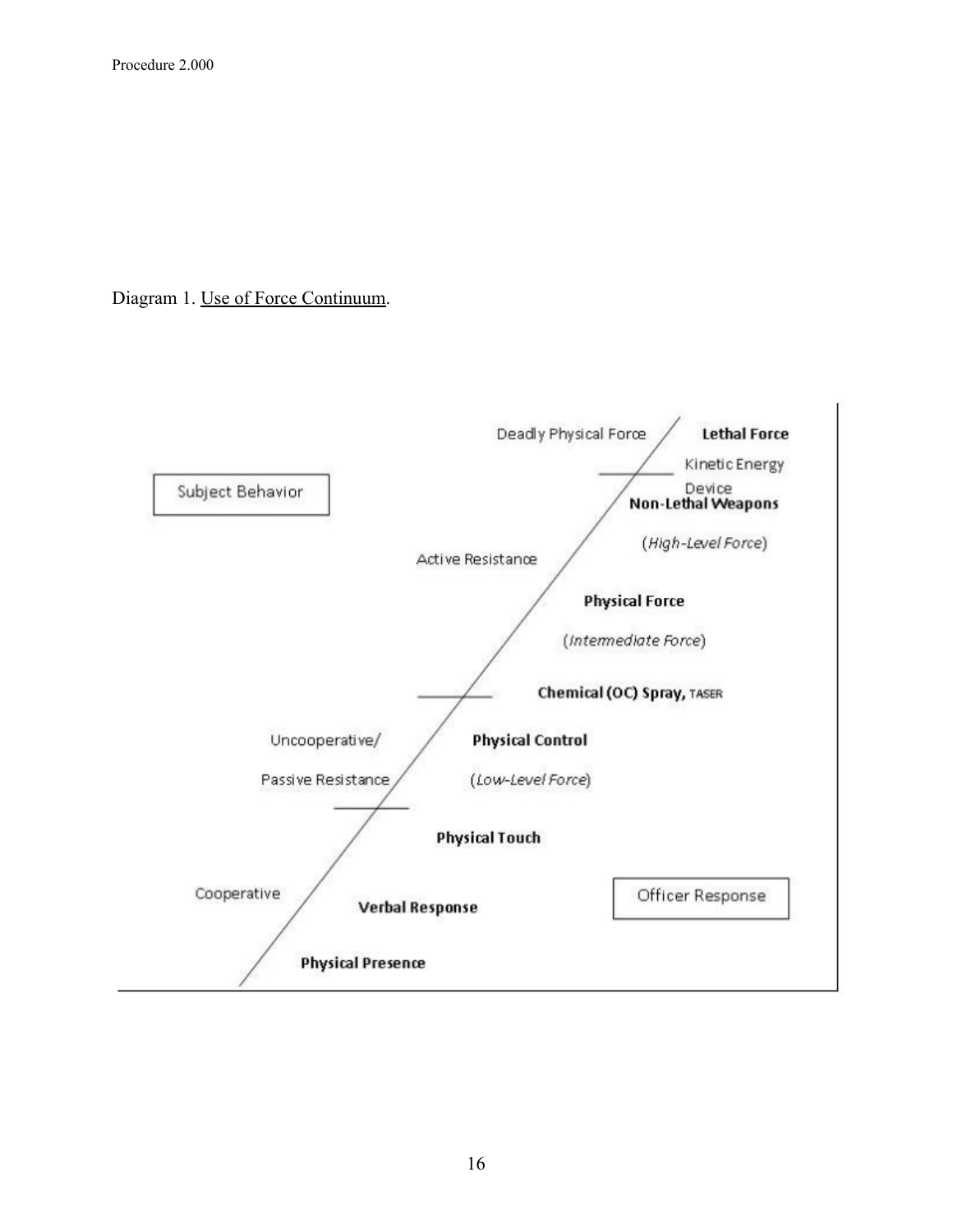Diagram 1. Use of Force Continuum.

Subject Behavior

Officer Response

Deadly Physical Force

**Lethal Force**

Kinetic Energy Device

**Non-Lethal Weapons**

(*High-Level Force*)

Active Resistance

**Physical Force**

(*Intermediate Force*)

**Chemical (OC) Spray,** TASER

Uncooperative/

Passive Resistance

**Physical Control**

(*Low-Level Force*)

**Physical Touch**

Cooperative

**Verbal Response**

**Physical Presence**